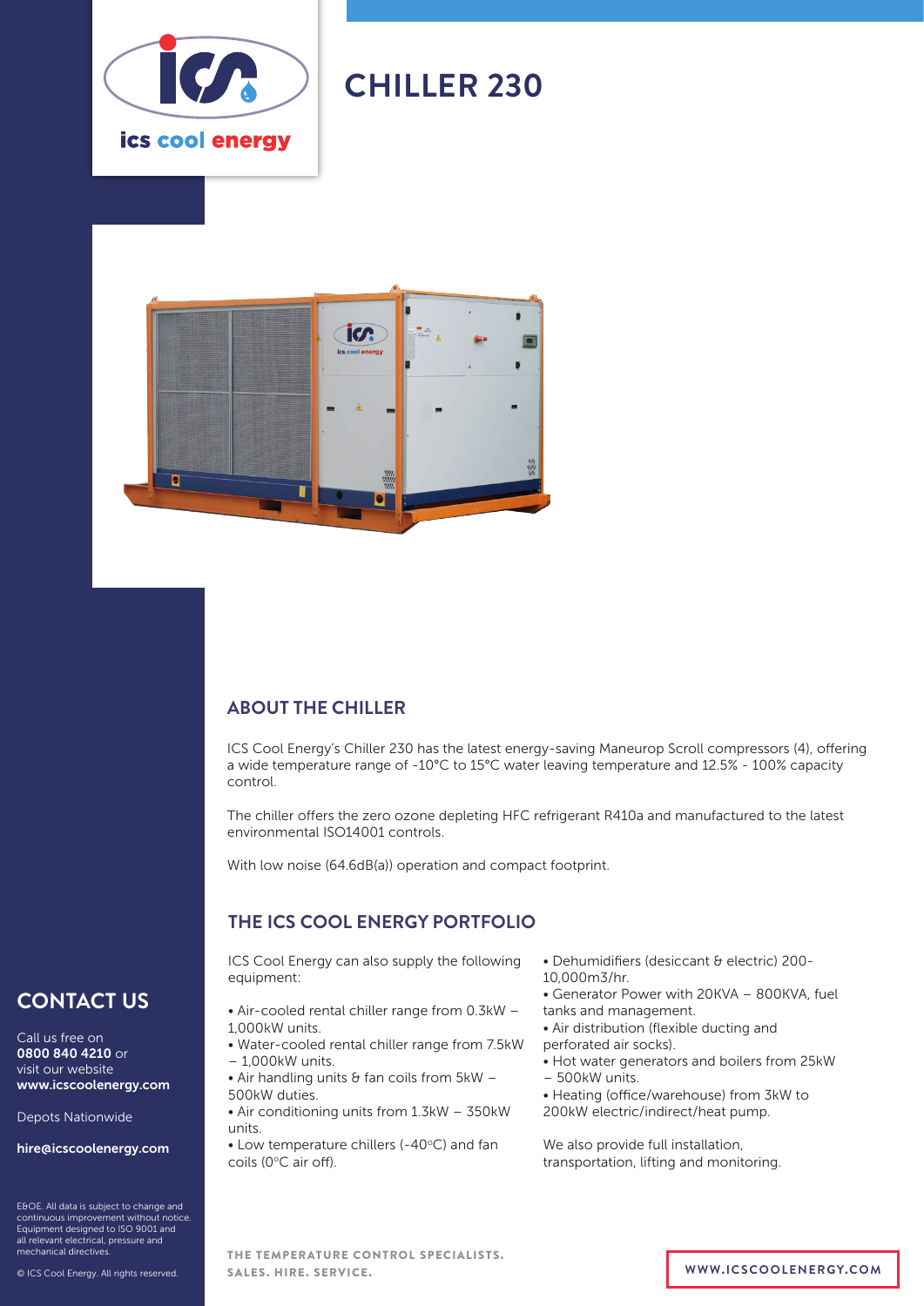ics cool energy

# CHILLER 230

## ABOUT THE CHILLER

ICS Cool Energy's Chiller 230 has the latest energy-saving Maneurop Scroll compressors (4), offering a wide temperature range of -10°C to 15°C water leaving temperature and 12.5% - 100% capacity control.

The chiller offers the zero ozone depleting HFC refrigerant R410a and manufactured to the latest environmental ISO14001 controls.

With low noise (64.6dB(a)) operation and compact footprint.

## THE ICS COOL ENERGY PORTFOLIO

ICS Cool Energy can also supply the following equipment:

- Air-cooled rental chiller range from 0.3kW – 1,000kW units.
- Water-cooled rental chiller range from 7.5kW – 1,000kW units.
- Air handling units & fan coils from 5kW – 500kW duties.
- Air conditioning units from 1.3kW – 350kW units.
- Low temperature chillers (-40°C) and fan coils (0°C air off).
- Dehumidifiers (desiccant & electric) 200-10,000m3/hr.
- Generator Power with 20KVA – 800KVA, fuel tanks and management.
- Air distribution (flexible ducting and perforated air socks).
- Hot water generators and boilers from 25kW – 500kW units.
- Heating (office/warehouse) from 3kW to 200kW electric/indirect/heat pump.

We also provide full installation, transportation, lifting and monitoring.

## CONTACT US

Call us free on **0800 840 4210** or visit our website **www.icscoolenergy.com**

Depots Nationwide

**hire@icscoolenergy.com**

E&OE. All data is subject to change and continuous improvement without notice. Equipment designed to ISO 9001 and all relevant electrical, pressure and mechanical directives.

© ICS Cool Energy. All rights reserved.

THE TEMPERATURE CONTROL SPECIALISTS.
SALES. HIRE. SERVICE.

WWW.ICSCOOLENERGY.COM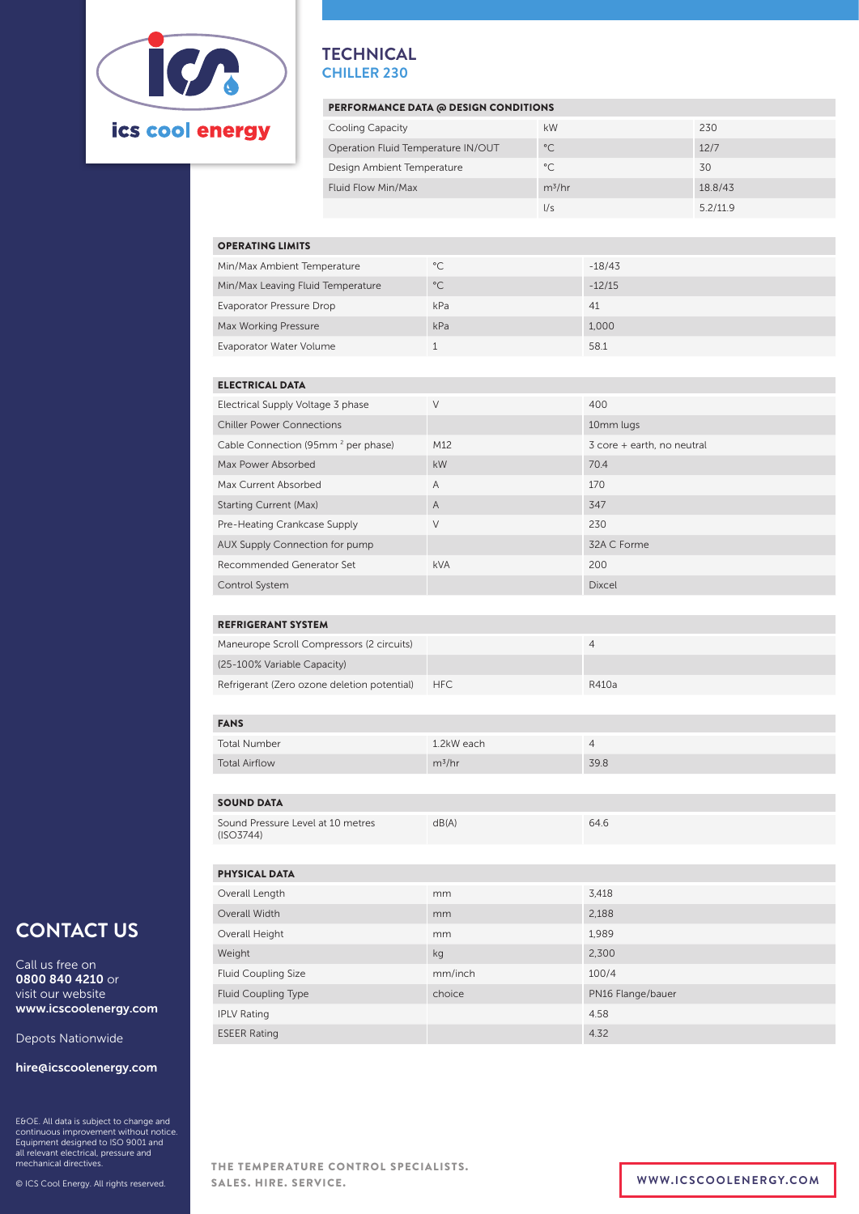ics cool energy

# TECHNICAL

## CHILLER 230

| PERFORMANCE DATA @ DESIGN CONDITIONS | | |
|---|---|---|
| Cooling Capacity | kW | 230 |
| Operation Fluid Temperature IN/OUT | °C | 12/7 |
| Design Ambient Temperature | °C | 30 |
| Fluid Flow Min/Max | m³/hr | 18.8/43 |
| | l/s | 5.2/11.9 |

| OPERATING LIMITS | | |
|---|---|---|
| Min/Max Ambient Temperature | °C | -18/43 |
| Min/Max Leaving Fluid Temperature | °C | -12/15 |
| Evaporator Pressure Drop | kPa | 41 |
| Max Working Pressure | kPa | 1,000 |
| Evaporator Water Volume | 1 | 58.1 |

| ELECTRICAL DATA | | |
|---|---|---|
| Electrical Supply Voltage 3 phase | V | 400 |
| Chiller Power Connections | | 10mm lugs |
| Cable Connection (95mm $^2$ per phase) | M12 | 3 core + earth, no neutral |
| Max Power Absorbed | kW | 70.4 |
| Max Current Absorbed | A | 170 |
| Starting Current (Max) | A | 347 |
| Pre-Heating Crankcase Supply | V | 230 |
| AUX Supply Connection for pump | | 32A C Forme |
| Recommended Generator Set | kVA | 200 |
| Control System | | Dixcel |

| REFRIGERANT SYSTEM | | |
|---|---|---|
| Maneurope Scroll Compressors (2 circuits) | | 4 |
| (25-100% Variable Capacity) | | |
| Refrigerant (Zero ozone deletion potential) | HFC | R410a |

| FANS | | |
|---|---|---|
| Total Number | 1.2kW each | 4 |
| Total Airflow | m³/hr | 39.8 |

| SOUND DATA | | |
|---|---|---|
| Sound Pressure Level at 10 metres (ISO3744) | dB(A) | 64.6 |

| PHYSICAL DATA | | |
|---|---|---|
| Overall Length | mm | 3,418 |
| Overall Width | mm | 2,188 |
| Overall Height | mm | 1,989 |
| Weight | kg | 2,300 |
| Fluid Coupling Size | mm/inch | 100/4 |
| Fluid Coupling Type | choice | PN16 Flange/bauer |
| IPLV Rating | | 4.58 |
| ESEER Rating | | 4.32 |

## CONTACT US

Call us free on **0800 840 4210** or visit our website **www.icscoolenergy.com**

Depots Nationwide

**hire@icscoolenergy.com**

E&OE. All data is subject to change and continuous improvement without notice. Equipment designed to ISO 9001 and all relevant electrical, pressure and mechanical directives.

© ICS Cool Energy. All rights reserved.

THE TEMPERATURE CONTROL SPECIALISTS.
SALES. HIRE. SERVICE.

WWW.ICSCOOLENERGY.COM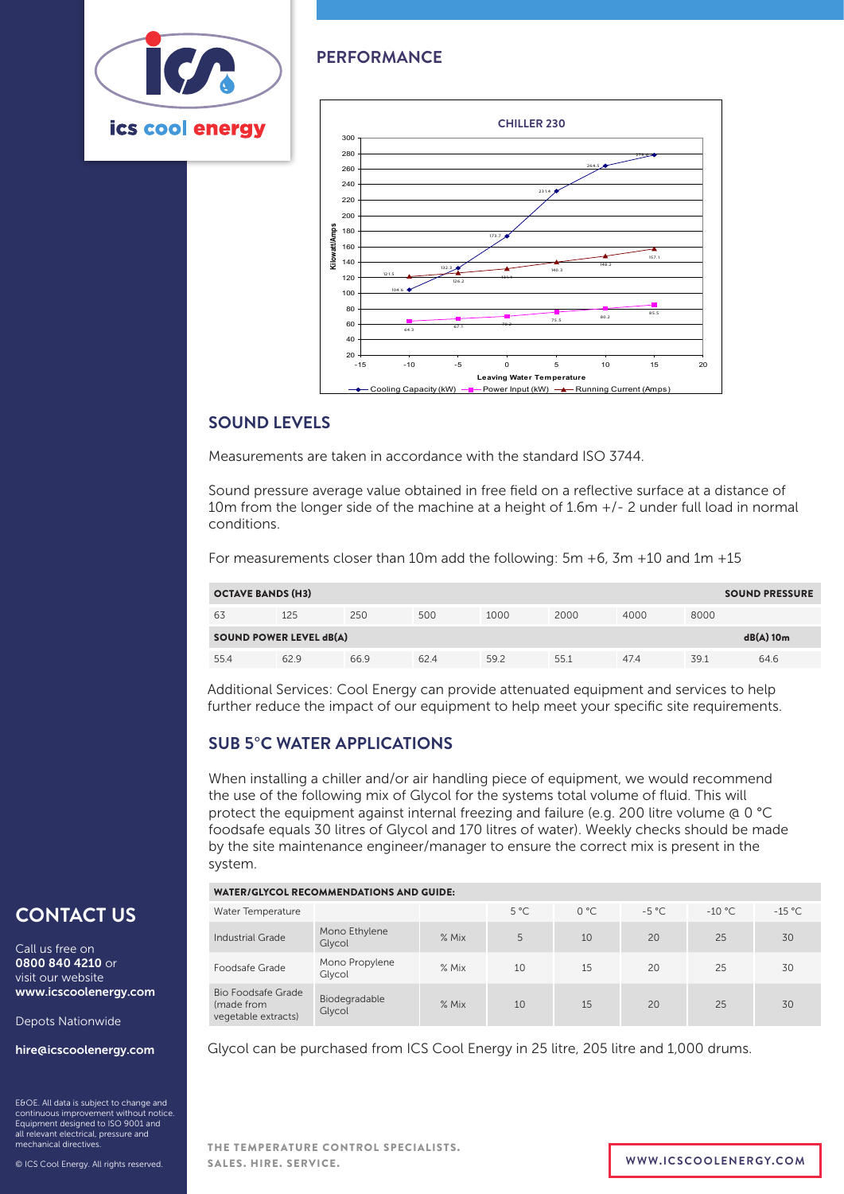ics cool energy

## PERFORMANCE

CHILLER 230

Kilowatt/Amps

300
280
260
240
220
200
180
160
140
120
100
80
60
40
20

-15 -10 -5 0 5 10 15 20

Leaving Water Temperature

278.6
264.5
231.4
173.7
132.3
104.6
121.5
126.2
131.4
140.3
148.2
157.1
64.3
67.1
70.2
75.5
80.2
85.5

Cooling Capacity (kW) — Power Input (kW) — Running Current (Amps)

## SOUND LEVELS

Measurements are taken in accordance with the standard ISO 3744.

Sound pressure average value obtained in free field on a reflective surface at a distance of 10m from the longer side of the machine at a height of 1.6m +/- 2 under full load in normal conditions.

For measurements closer than 10m add the following: 5m +6, 3m +10 and 1m +15

| OCTAVE BANDS (H3) | | | | | | | | SOUND PRESSURE |
|---|---|---|---|---|---|---|---|---|
| 63 | 125 | 250 | 500 | 1000 | 2000 | 4000 | 8000 | |
| **SOUND POWER LEVEL dB(A)** | | | | | | | | **dB(A) 10m** |
| 55.4 | 62.9 | 66.9 | 62.4 | 59.2 | 55.1 | 47.4 | 39.1 | 64.6 |

Additional Services: Cool Energy can provide attenuated equipment and services to help further reduce the impact of our equipment to help meet your specific site requirements.

## SUB 5°C WATER APPLICATIONS

When installing a chiller and/or air handling piece of equipment, we would recommend the use of the following mix of Glycol for the systems total volume of fluid. This will protect the equipment against internal freezing and failure (e.g. 200 litre volume @ 0 °C foodsafe equals 30 litres of Glycol and 170 litres of water). Weekly checks should be made by the site maintenance engineer/manager to ensure the correct mix is present in the system.

| WATER/GLYCOL RECOMMENDATIONS AND GUIDE: | | | | | | | |
|---|---|---|---|---|---|---|---|
| Water Temperature | | | 5 °C | 0 °C | -5 °C | -10 °C | -15 °C |
| Industrial Grade | Mono Ethylene Glycol | % Mix | 5 | 10 | 20 | 25 | 30 |
| Foodsafe Grade | Mono Propylene Glycol | % Mix | 10 | 15 | 20 | 25 | 30 |
| Bio Foodsafe Grade (made from vegetable extracts) | Biodegradable Glycol | % Mix | 10 | 15 | 20 | 25 | 30 |

Glycol can be purchased from ICS Cool Energy in 25 litre, 205 litre and 1,000 drums.

## CONTACT US

Call us free on **0800 840 4210** or visit our website **www.icscoolenergy.com**

Depots Nationwide

**hire@icscoolenergy.com**

E&OE. All data is subject to change and continuous improvement without notice. Equipment designed to ISO 9001 and all relevant electrical, pressure and mechanical directives.

© ICS Cool Energy. All rights reserved.

THE TEMPERATURE CONTROL SPECIALISTS.
SALES. HIRE. SERVICE.

WWW.ICSCOOLENERGY.COM